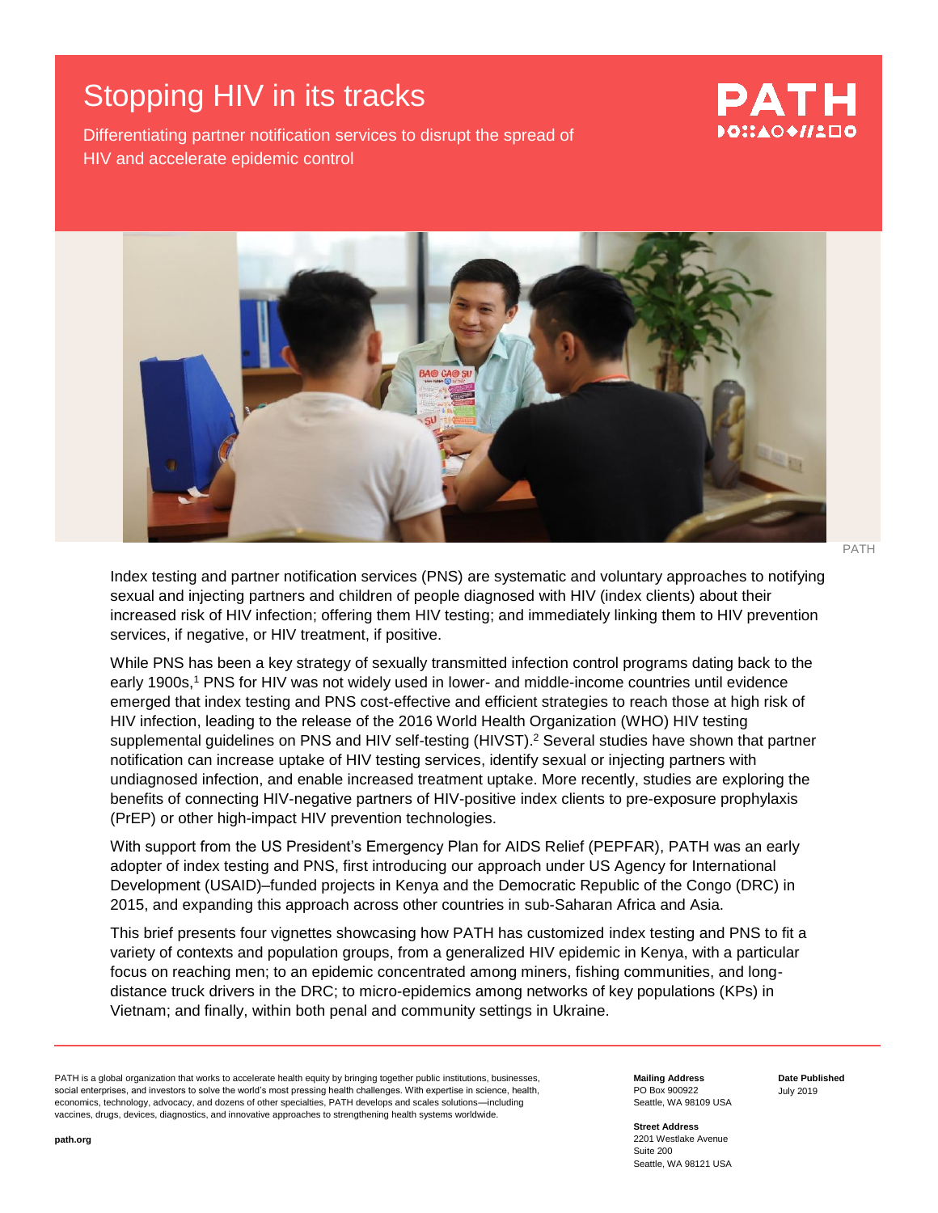# Stopping HIV in its tracks

Differentiating partner notification services to disrupt the spread of HIV and accelerate epidemic control

PATH

Index testing and partner notification services (PNS) are systematic and voluntary approaches to notifying sexual and injecting partners and children of people diagnosed with HIV (index clients) about their increased risk of HIV infection; offering them HIV testing; and immediately linking them to HIV prevention services, if negative, or HIV treatment, if positive.

While PNS has been a key strategy of sexually transmitted infection control programs dating back to the early 1900s,[1] PNS for HIV was not widely used in lower- and middle-income countries until evidence emerged that index testing and PNS cost-effective and efficient strategies to reach those at high risk of HIV infection, leading to the release of the 2016 World Health Organization (WHO) HIV testing supplemental guidelines on PNS and HIV self-testing (HIVST).[2] Several studies have shown that partner notification can increase uptake of HIV testing services, identify sexual or injecting partners with undiagnosed infection, and enable increased treatment uptake. More recently, studies are exploring the benefits of connecting HIV-negative partners of HIV-positive index clients to pre-exposure prophylaxis (PrEP) or other high-impact HIV prevention technologies.

With support from the US President's Emergency Plan for AIDS Relief (PEPFAR), PATH was an early adopter of index testing and PNS, first introducing our approach under US Agency for International Development (USAID)–funded projects in Kenya and the Democratic Republic of the Congo (DRC) in 2015, and expanding this approach across other countries in sub-Saharan Africa and Asia.

This brief presents four vignettes showcasing how PATH has customized index testing and PNS to fit a variety of contexts and population groups, from a generalized HIV epidemic in Kenya, with a particular focus on reaching men; to an epidemic concentrated among miners, fishing communities, and long-distance truck drivers in the DRC; to micro-epidemics among networks of key populations (KPs) in Vietnam; and finally, within both penal and community settings in Ukraine.

PATH is a global organization that works to accelerate health equity by bringing together public institutions, businesses, social enterprises, and investors to solve the world's most pressing health challenges. With expertise in science, health, economics, technology, advocacy, and dozens of other specialties, PATH develops and scales solutions—including vaccines, drugs, devices, diagnostics, and innovative approaches to strengthening health systems worldwide.

path.org

**Mailing Address**
PO Box 900922
Seattle, WA 98109 USA

**Street Address**
2201 Westlake Avenue
Suite 200
Seattle, WA 98121 USA

**Date Published**
July 2019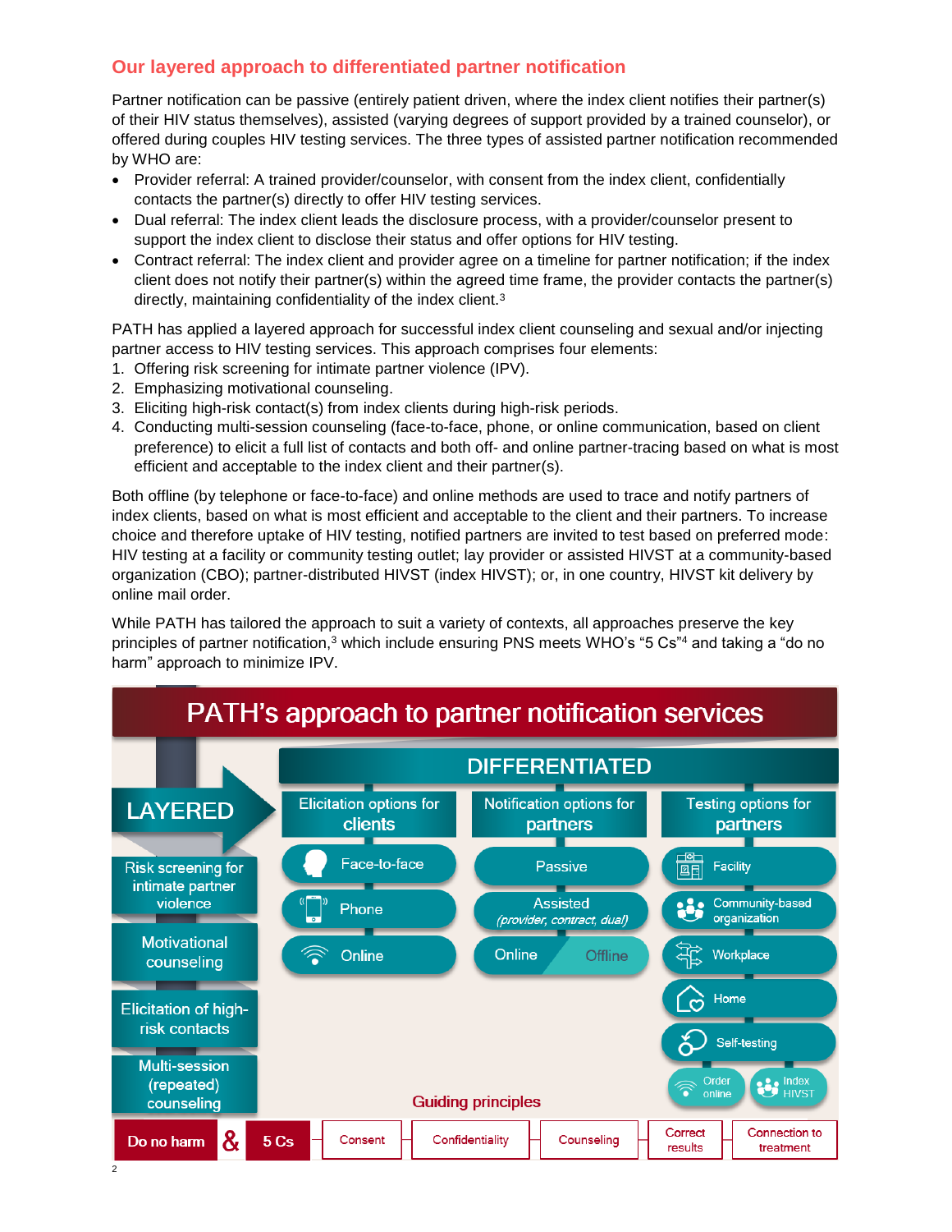## Our layered approach to differentiated partner notification

Partner notification can be passive (entirely patient driven, where the index client notifies their partner(s) of their HIV status themselves), assisted (varying degrees of support provided by a trained counselor), or offered during couples HIV testing services. The three types of assisted partner notification recommended by WHO are:

- Provider referral: A trained provider/counselor, with consent from the index client, confidentially contacts the partner(s) directly to offer HIV testing services.
- Dual referral: The index client leads the disclosure process, with a provider/counselor present to support the index client to disclose their status and offer options for HIV testing.
- Contract referral: The index client and provider agree on a timeline for partner notification; if the index client does not notify their partner(s) within the agreed time frame, the provider contacts the partner(s) directly, maintaining confidentiality of the index client.[3]

PATH has applied a layered approach for successful index client counseling and sexual and/or injecting partner access to HIV testing services. This approach comprises four elements:

1. Offering risk screening for intimate partner violence (IPV).
2. Emphasizing motivational counseling.
3. Eliciting high-risk contact(s) from index clients during high-risk periods.
4. Conducting multi-session counseling (face-to-face, phone, or online communication, based on client preference) to elicit a full list of contacts and both off- and online partner-tracing based on what is most efficient and acceptable to the index client and their partner(s).

Both offline (by telephone or face-to-face) and online methods are used to trace and notify partners of index clients, based on what is most efficient and acceptable to the client and their partners. To increase choice and therefore uptake of HIV testing, notified partners are invited to test based on preferred mode: HIV testing at a facility or community testing outlet; lay provider or assisted HIVST at a community-based organization (CBO); partner-distributed HIVST (index HIVST); or, in one country, HIVST kit delivery by online mail order.

While PATH has tailored the approach to suit a variety of contexts, all approaches preserve the key principles of partner notification,[3] which include ensuring PNS meets WHO's "5 Cs"[4] and taking a "do no harm" approach to minimize IPV.

**PATH's approach to partner notification services**

**LAYERED**
- Risk screening for intimate partner violence
- Motivational counseling
- Elicitation of high-risk contacts
- Multi-session (repeated) counseling

**DIFFERENTIATED**

| Elicitation options for clients | Notification options for partners | Testing options for partners |
|---|---|---|
| Face-to-face | Passive | Facility |
| Phone | Assisted *(provider, contract, dual)* | Community-based organization |
| Online | Online / Offline | Workplace |
| | | Home |
| | | Self-testing (Order online; Index HIVST) |

**Guiding principles**

Do no harm & 5 Cs: Consent – Confidentiality – Counseling – Correct results – Connection to treatment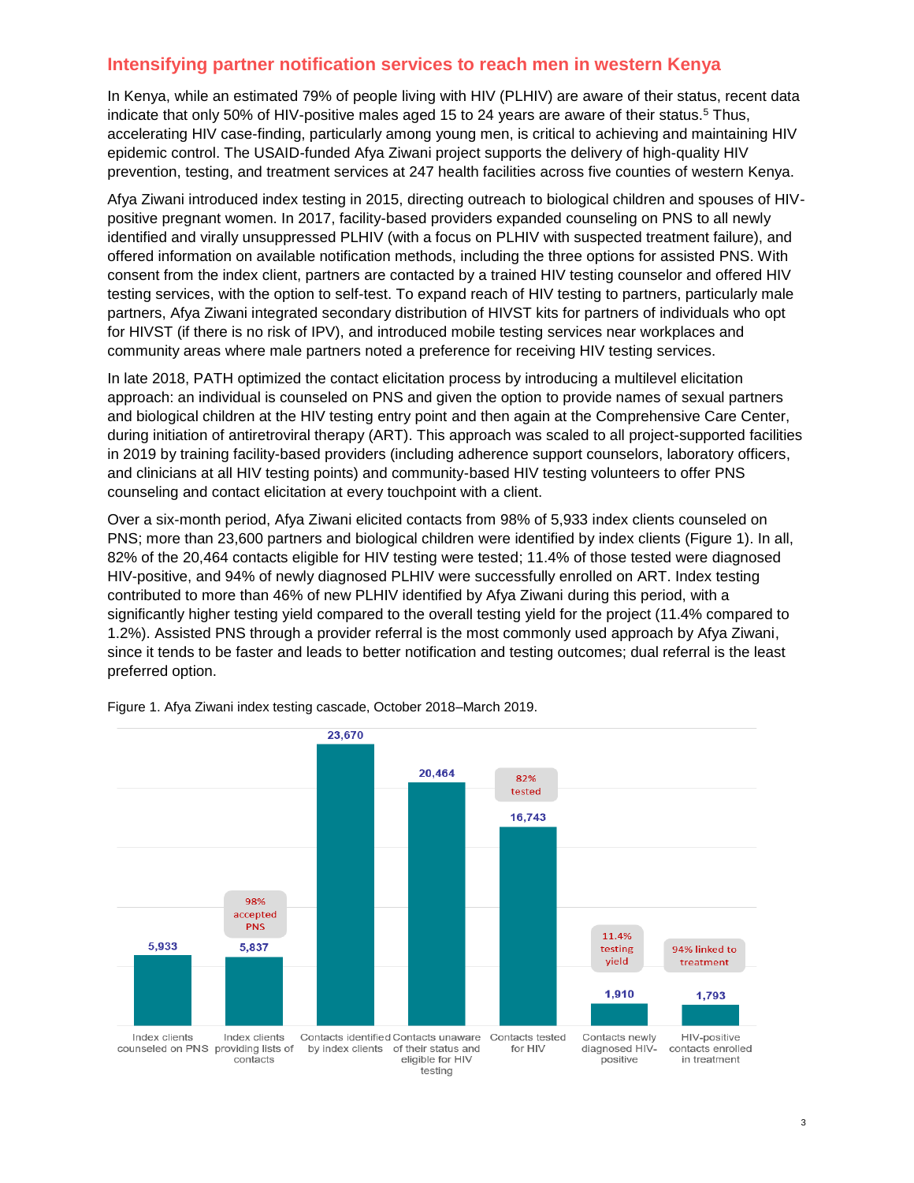## Intensifying partner notification services to reach men in western Kenya

In Kenya, while an estimated 79% of people living with HIV (PLHIV) are aware of their status, recent data indicate that only 50% of HIV-positive males aged 15 to 24 years are aware of their status.[5] Thus, accelerating HIV case-finding, particularly among young men, is critical to achieving and maintaining HIV epidemic control. The USAID-funded Afya Ziwani project supports the delivery of high-quality HIV prevention, testing, and treatment services at 247 health facilities across five counties of western Kenya.

Afya Ziwani introduced index testing in 2015, directing outreach to biological children and spouses of HIV-positive pregnant women. In 2017, facility-based providers expanded counseling on PNS to all newly identified and virally unsuppressed PLHIV (with a focus on PLHIV with suspected treatment failure), and offered information on available notification methods, including the three options for assisted PNS. With consent from the index client, partners are contacted by a trained HIV testing counselor and offered HIV testing services, with the option to self-test. To expand reach of HIV testing to partners, particularly male partners, Afya Ziwani integrated secondary distribution of HIVST kits for partners of individuals who opt for HIVST (if there is no risk of IPV), and introduced mobile testing services near workplaces and community areas where male partners noted a preference for receiving HIV testing services.

In late 2018, PATH optimized the contact elicitation process by introducing a multilevel elicitation approach: an individual is counseled on PNS and given the option to provide names of sexual partners and biological children at the HIV testing entry point and then again at the Comprehensive Care Center, during initiation of antiretroviral therapy (ART). This approach was scaled to all project-supported facilities in 2019 by training facility-based providers (including adherence support counselors, laboratory officers, and clinicians at all HIV testing points) and community-based HIV testing volunteers to offer PNS counseling and contact elicitation at every touchpoint with a client.

Over a six-month period, Afya Ziwani elicited contacts from 98% of 5,933 index clients counseled on PNS; more than 23,600 partners and biological children were identified by index clients (Figure 1). In all, 82% of the 20,464 contacts eligible for HIV testing were tested; 11.4% of those tested were diagnosed HIV-positive, and 94% of newly diagnosed PLHIV were successfully enrolled on ART. Index testing contributed to more than 46% of new PLHIV identified by Afya Ziwani during this period, with a significantly higher testing yield compared to the overall testing yield for the project (11.4% compared to 1.2%). Assisted PNS through a provider referral is the most commonly used approach by Afya Ziwani, since it tends to be faster and leads to better notification and testing outcomes; dual referral is the least preferred option.

Figure 1. Afya Ziwani index testing cascade, October 2018–March 2019.

| Stage | Number | Note |
|---|---|---|
| Index clients counseled on PNS | 5,933 | |
| Index clients providing lists of contacts | 5,837 | 98% accepted PNS |
| Contacts identified by index clients | 23,670 | |
| Contacts unaware of their status and eligible for HIV testing | 20,464 | |
| Contacts tested for HIV | 16,743 | 82% tested |
| Contacts newly diagnosed HIV-positive | 1,910 | 11.4% testing yield |
| HIV-positive contacts enrolled in treatment | 1,793 | 94% linked to treatment |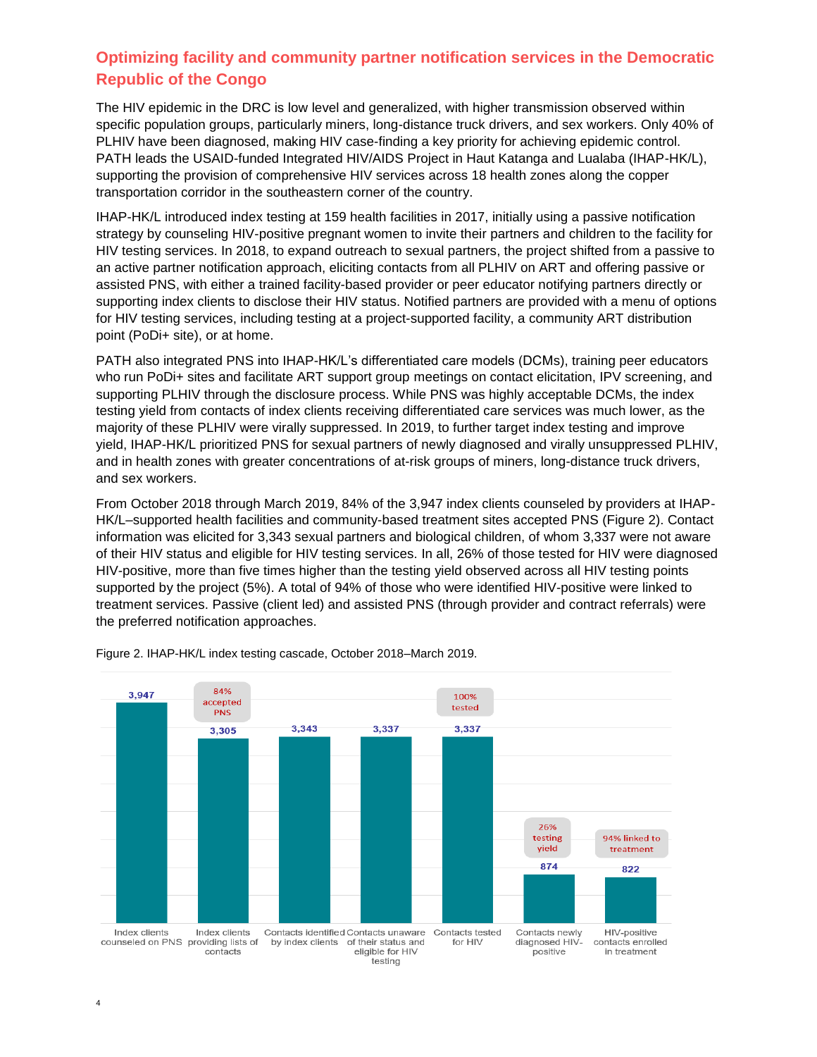## Optimizing facility and community partner notification services in the Democratic Republic of the Congo

The HIV epidemic in the DRC is low level and generalized, with higher transmission observed within specific population groups, particularly miners, long-distance truck drivers, and sex workers. Only 40% of PLHIV have been diagnosed, making HIV case-finding a key priority for achieving epidemic control. PATH leads the USAID-funded Integrated HIV/AIDS Project in Haut Katanga and Lualaba (IHAP-HK/L), supporting the provision of comprehensive HIV services across 18 health zones along the copper transportation corridor in the southeastern corner of the country.

IHAP-HK/L introduced index testing at 159 health facilities in 2017, initially using a passive notification strategy by counseling HIV-positive pregnant women to invite their partners and children to the facility for HIV testing services. In 2018, to expand outreach to sexual partners, the project shifted from a passive to an active partner notification approach, eliciting contacts from all PLHIV on ART and offering passive or assisted PNS, with either a trained facility-based provider or peer educator notifying partners directly or supporting index clients to disclose their HIV status. Notified partners are provided with a menu of options for HIV testing services, including testing at a project-supported facility, a community ART distribution point (PoDi+ site), or at home.

PATH also integrated PNS into IHAP-HK/L's differentiated care models (DCMs), training peer educators who run PoDi+ sites and facilitate ART support group meetings on contact elicitation, IPV screening, and supporting PLHIV through the disclosure process. While PNS was highly acceptable DCMs, the index testing yield from contacts of index clients receiving differentiated care services was much lower, as the majority of these PLHIV were virally suppressed. In 2019, to further target index testing and improve yield, IHAP-HK/L prioritized PNS for sexual partners of newly diagnosed and virally unsuppressed PLHIV, and in health zones with greater concentrations of at-risk groups of miners, long-distance truck drivers, and sex workers.

From October 2018 through March 2019, 84% of the 3,947 index clients counseled by providers at IHAP-HK/L–supported health facilities and community-based treatment sites accepted PNS (Figure 2). Contact information was elicited for 3,343 sexual partners and biological children, of whom 3,337 were not aware of their HIV status and eligible for HIV testing services. In all, 26% of those tested for HIV were diagnosed HIV-positive, more than five times higher than the testing yield observed across all HIV testing points supported by the project (5%). A total of 94% of those who were identified HIV-positive were linked to treatment services. Passive (client led) and assisted PNS (through provider and contract referrals) were the preferred notification approaches.

Figure 2. IHAP-HK/L index testing cascade, October 2018–March 2019.

| Stage | Number | Note |
|---|---|---|
| Index clients counseled on PNS | 3,947 | |
| Index clients providing lists of contacts | 3,305 | 84% accepted PNS |
| Contacts identified by index clients | 3,343 | |
| Contacts unaware of their status and eligible for HIV testing | 3,337 | |
| Contacts tested for HIV | 3,337 | 100% tested |
| Contacts newly diagnosed HIV-positive | 874 | 26% testing yield |
| HIV-positive contacts enrolled in treatment | 822 | 94% linked to treatment |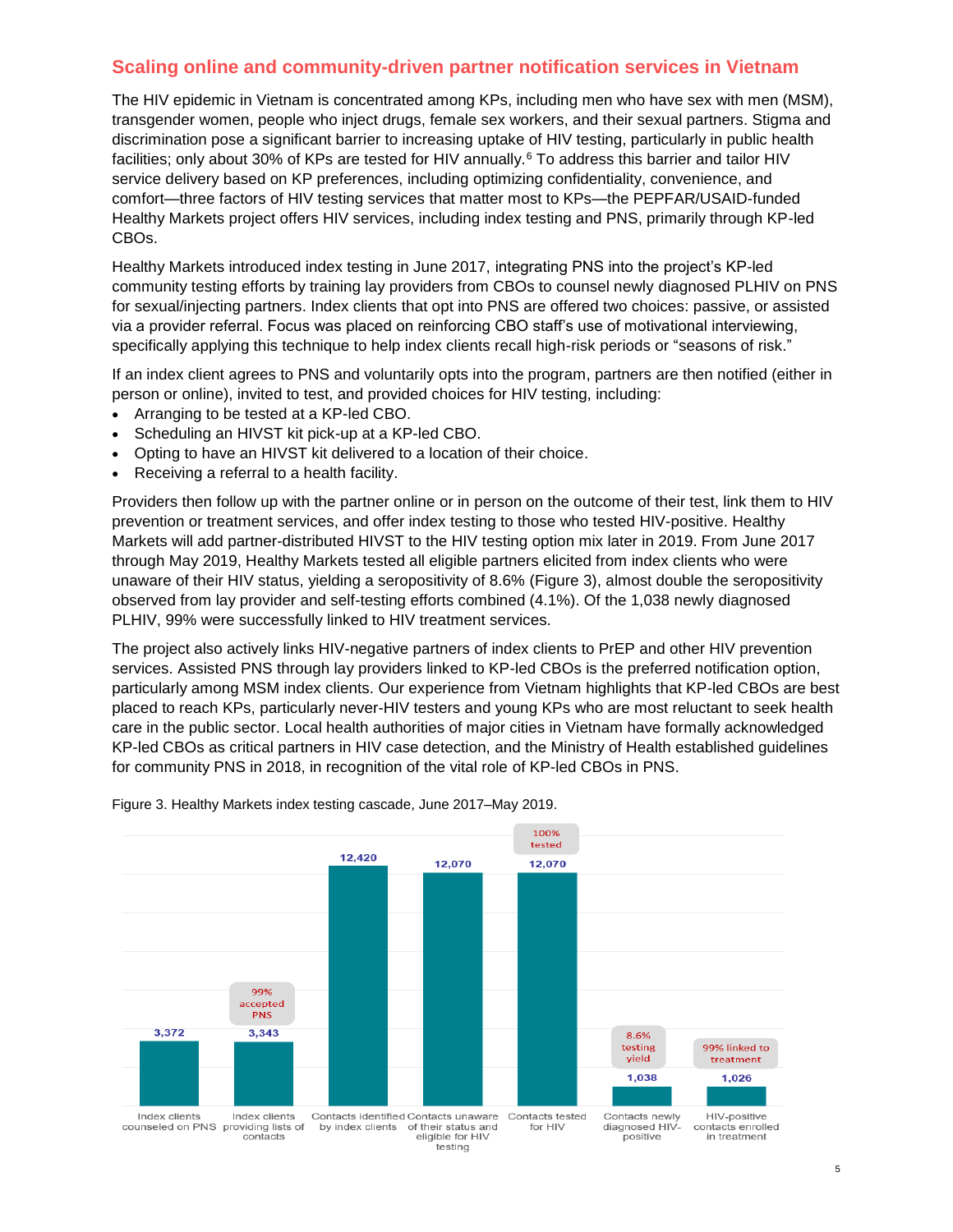## Scaling online and community-driven partner notification services in Vietnam

The HIV epidemic in Vietnam is concentrated among KPs, including men who have sex with men (MSM), transgender women, people who inject drugs, female sex workers, and their sexual partners. Stigma and discrimination pose a significant barrier to increasing uptake of HIV testing, particularly in public health facilities; only about 30% of KPs are tested for HIV annually.[6] To address this barrier and tailor HIV service delivery based on KP preferences, including optimizing confidentiality, convenience, and comfort—three factors of HIV testing services that matter most to KPs—the PEPFAR/USAID-funded Healthy Markets project offers HIV services, including index testing and PNS, primarily through KP-led CBOs.

Healthy Markets introduced index testing in June 2017, integrating PNS into the project's KP-led community testing efforts by training lay providers from CBOs to counsel newly diagnosed PLHIV on PNS for sexual/injecting partners. Index clients that opt into PNS are offered two choices: passive, or assisted via a provider referral. Focus was placed on reinforcing CBO staff's use of motivational interviewing, specifically applying this technique to help index clients recall high-risk periods or "seasons of risk."

If an index client agrees to PNS and voluntarily opts into the program, partners are then notified (either in person or online), invited to test, and provided choices for HIV testing, including:

- Arranging to be tested at a KP-led CBO.
- Scheduling an HIVST kit pick-up at a KP-led CBO.
- Opting to have an HIVST kit delivered to a location of their choice.
- Receiving a referral to a health facility.

Providers then follow up with the partner online or in person on the outcome of their test, link them to HIV prevention or treatment services, and offer index testing to those who tested HIV-positive. Healthy Markets will add partner-distributed HIVST to the HIV testing option mix later in 2019. From June 2017 through May 2019, Healthy Markets tested all eligible partners elicited from index clients who were unaware of their HIV status, yielding a seropositivity of 8.6% (Figure 3), almost double the seropositivity observed from lay provider and self-testing efforts combined (4.1%). Of the 1,038 newly diagnosed PLHIV, 99% were successfully linked to HIV treatment services.

The project also actively links HIV-negative partners of index clients to PrEP and other HIV prevention services. Assisted PNS through lay providers linked to KP-led CBOs is the preferred notification option, particularly among MSM index clients. Our experience from Vietnam highlights that KP-led CBOs are best placed to reach KPs, particularly never-HIV testers and young KPs who are most reluctant to seek health care in the public sector. Local health authorities of major cities in Vietnam have formally acknowledged KP-led CBOs as critical partners in HIV case detection, and the Ministry of Health established guidelines for community PNS in 2018, in recognition of the vital role of KP-led CBOs in PNS.

Figure 3. Healthy Markets index testing cascade, June 2017–May 2019.

| Step | Number | Note |
|---|---|---|
| Index clients counseled on PNS | 3,372 | |
| Index clients providing lists of contacts | 3,343 | 99% accepted PNS |
| Contacts identified by index clients | 12,420 | |
| Contacts unaware of their status and eligible for HIV testing | 12,070 | |
| Contacts tested for HIV | 12,070 | 100% tested |
| Contacts newly diagnosed HIV-positive | 1,038 | 8.6% testing yield |
| HIV-positive contacts enrolled in treatment | 1,026 | 99% linked to treatment |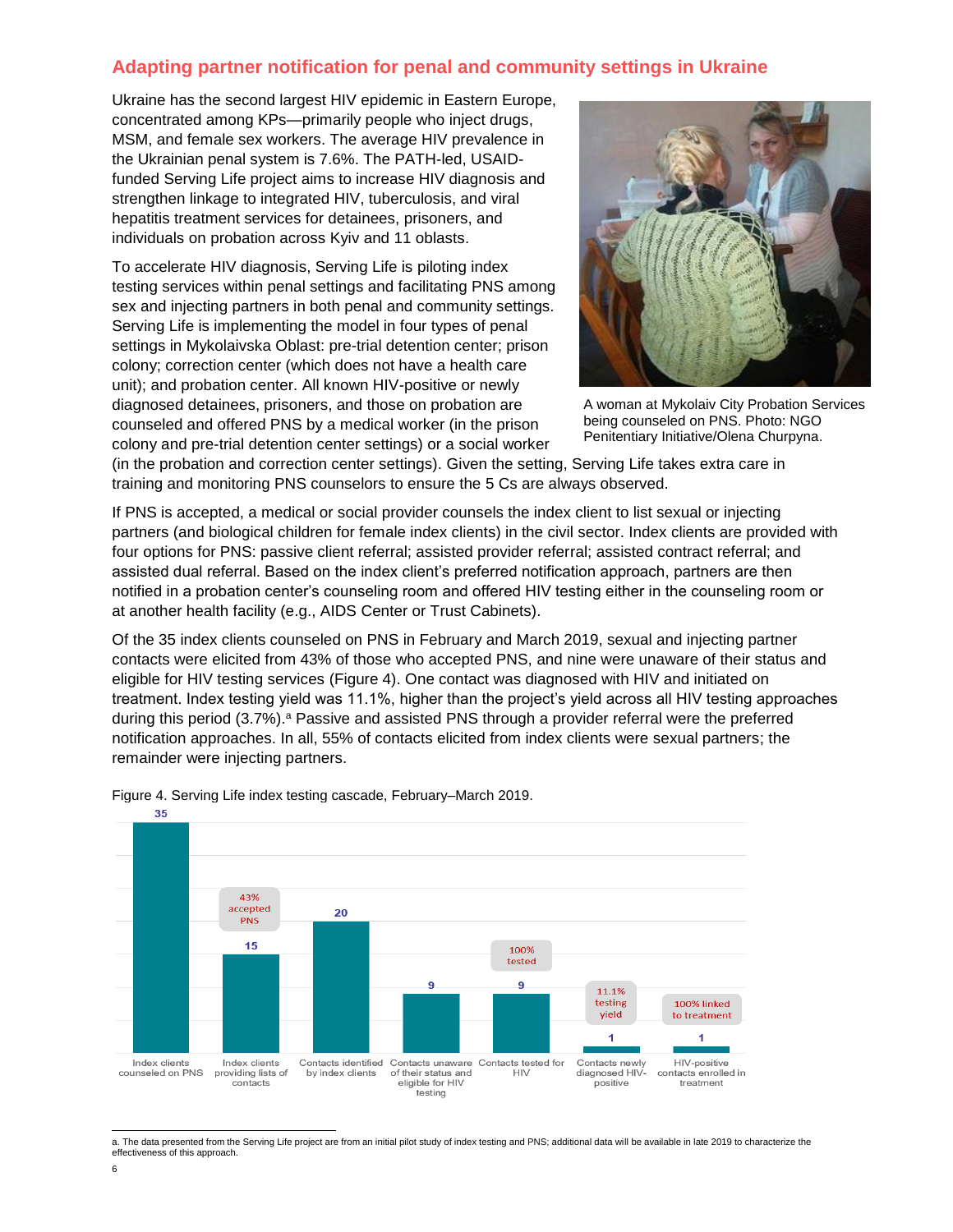## Adapting partner notification for penal and community settings in Ukraine

Ukraine has the second largest HIV epidemic in Eastern Europe, concentrated among KPs—primarily people who inject drugs, MSM, and female sex workers. The average HIV prevalence in the Ukrainian penal system is 7.6%. The PATH-led, USAID-funded Serving Life project aims to increase HIV diagnosis and strengthen linkage to integrated HIV, tuberculosis, and viral hepatitis treatment services for detainees, prisoners, and individuals on probation across Kyiv and 11 oblasts.

To accelerate HIV diagnosis, Serving Life is piloting index testing services within penal settings and facilitating PNS among sex and injecting partners in both penal and community settings. Serving Life is implementing the model in four types of penal settings in Mykolaivska Oblast: pre-trial detention center; prison colony; correction center (which does not have a health care unit); and probation center. All known HIV-positive or newly diagnosed detainees, prisoners, and those on probation are counseled and offered PNS by a medical worker (in the prison colony and pre-trial detention center settings) or a social worker (in the probation and correction center settings). Given the setting, Serving Life takes extra care in training and monitoring PNS counselors to ensure the 5 Cs are always observed.

A woman at Mykolaiv City Probation Services being counseled on PNS. Photo: NGO Penitentiary Initiative/Olena Churpyna.

If PNS is accepted, a medical or social provider counsels the index client to list sexual or injecting partners (and biological children for female index clients) in the civil sector. Index clients are provided with four options for PNS: passive client referral; assisted provider referral; assisted contract referral; and assisted dual referral. Based on the index client's preferred notification approach, partners are then notified in a probation center's counseling room and offered HIV testing either in the counseling room or at another health facility (e.g., AIDS Center or Trust Cabinets).

Of the 35 index clients counseled on PNS in February and March 2019, sexual and injecting partner contacts were elicited from 43% of those who accepted PNS, and nine were unaware of their status and eligible for HIV testing services (Figure 4). One contact was diagnosed with HIV and initiated on treatment. Index testing yield was 11.1%, higher than the project's yield across all HIV testing approaches during this period (3.7%).[a] Passive and assisted PNS through a provider referral were the preferred notification approaches. In all, 55% of contacts elicited from index clients were sexual partners; the remainder were injecting partners.

Figure 4. Serving Life index testing cascade, February–March 2019.

| Stage | Number | Note |
|---|---|---|
| Index clients counseled on PNS | 35 | |
| Index clients providing lists of contacts | 15 | 43% accepted PNS |
| Contacts identified by index clients | 20 | |
| Contacts unaware of their status and eligible for HIV testing | 9 | |
| Contacts tested for HIV | 9 | 100% tested |
| Contacts newly diagnosed HIV-positive | 1 | 11.1% testing yield |
| HIV-positive contacts enrolled in treatment | 1 | 100% linked to treatment |

a. The data presented from the Serving Life project are from an initial pilot study of index testing and PNS; additional data will be available in late 2019 to characterize the effectiveness of this approach.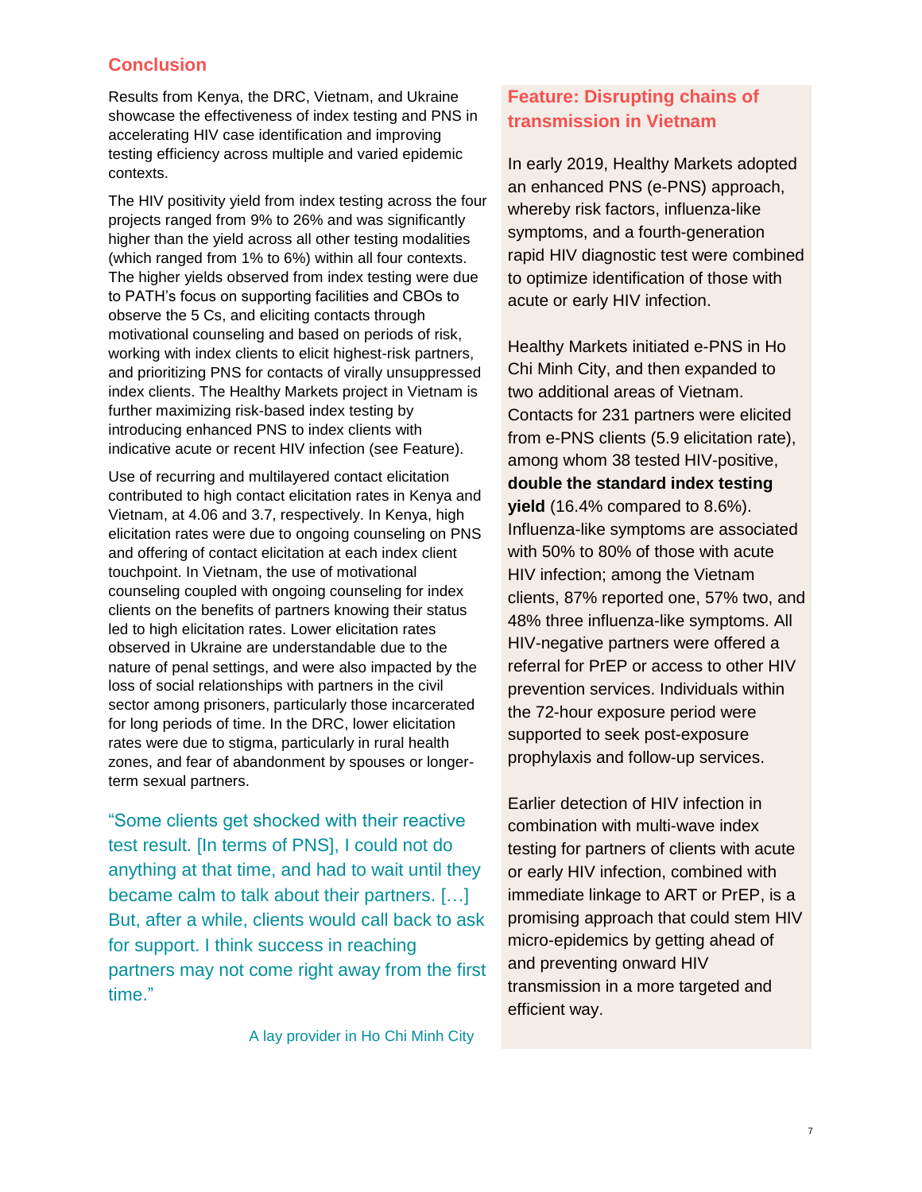## Conclusion

Results from Kenya, the DRC, Vietnam, and Ukraine showcase the effectiveness of index testing and PNS in accelerating HIV case identification and improving testing efficiency across multiple and varied epidemic contexts.

The HIV positivity yield from index testing across the four projects ranged from 9% to 26% and was significantly higher than the yield across all other testing modalities (which ranged from 1% to 6%) within all four contexts. The higher yields observed from index testing were due to PATH's focus on supporting facilities and CBOs to observe the 5 Cs, and eliciting contacts through motivational counseling and based on periods of risk, working with index clients to elicit highest-risk partners, and prioritizing PNS for contacts of virally unsuppressed index clients. The Healthy Markets project in Vietnam is further maximizing risk-based index testing by introducing enhanced PNS to index clients with indicative acute or recent HIV infection (see Feature).

Use of recurring and multilayered contact elicitation contributed to high contact elicitation rates in Kenya and Vietnam, at 4.06 and 3.7, respectively. In Kenya, high elicitation rates were due to ongoing counseling on PNS and offering of contact elicitation at each index client touchpoint. In Vietnam, the use of motivational counseling coupled with ongoing counseling for index clients on the benefits of partners knowing their status led to high elicitation rates. Lower elicitation rates observed in Ukraine are understandable due to the nature of penal settings, and were also impacted by the loss of social relationships with partners in the civil sector among prisoners, particularly those incarcerated for long periods of time. In the DRC, lower elicitation rates were due to stigma, particularly in rural health zones, and fear of abandonment by spouses or longer-term sexual partners.

> "Some clients get shocked with their reactive test result. [In terms of PNS], I could not do anything at that time, and had to wait until they became calm to talk about their partners. […] But, after a while, clients would call back to ask for support. I think success in reaching partners may not come right away from the first time."
>
> A lay provider in Ho Chi Minh City

### Feature: Disrupting chains of transmission in Vietnam

In early 2019, Healthy Markets adopted an enhanced PNS (e-PNS) approach, whereby risk factors, influenza-like symptoms, and a fourth-generation rapid HIV diagnostic test were combined to optimize identification of those with acute or early HIV infection.

Healthy Markets initiated e-PNS in Ho Chi Minh City, and then expanded to two additional areas of Vietnam. Contacts for 231 partners were elicited from e-PNS clients (5.9 elicitation rate), among whom 38 tested HIV-positive, **double the standard index testing yield** (16.4% compared to 8.6%). Influenza-like symptoms are associated with 50% to 80% of those with acute HIV infection; among the Vietnam clients, 87% reported one, 57% two, and 48% three influenza-like symptoms. All HIV-negative partners were offered a referral for PrEP or access to other HIV prevention services. Individuals within the 72-hour exposure period were supported to seek post-exposure prophylaxis and follow-up services.

Earlier detection of HIV infection in combination with multi-wave index testing for partners of clients with acute or early HIV infection, combined with immediate linkage to ART or PrEP, is a promising approach that could stem HIV micro-epidemics by getting ahead of and preventing onward HIV transmission in a more targeted and efficient way.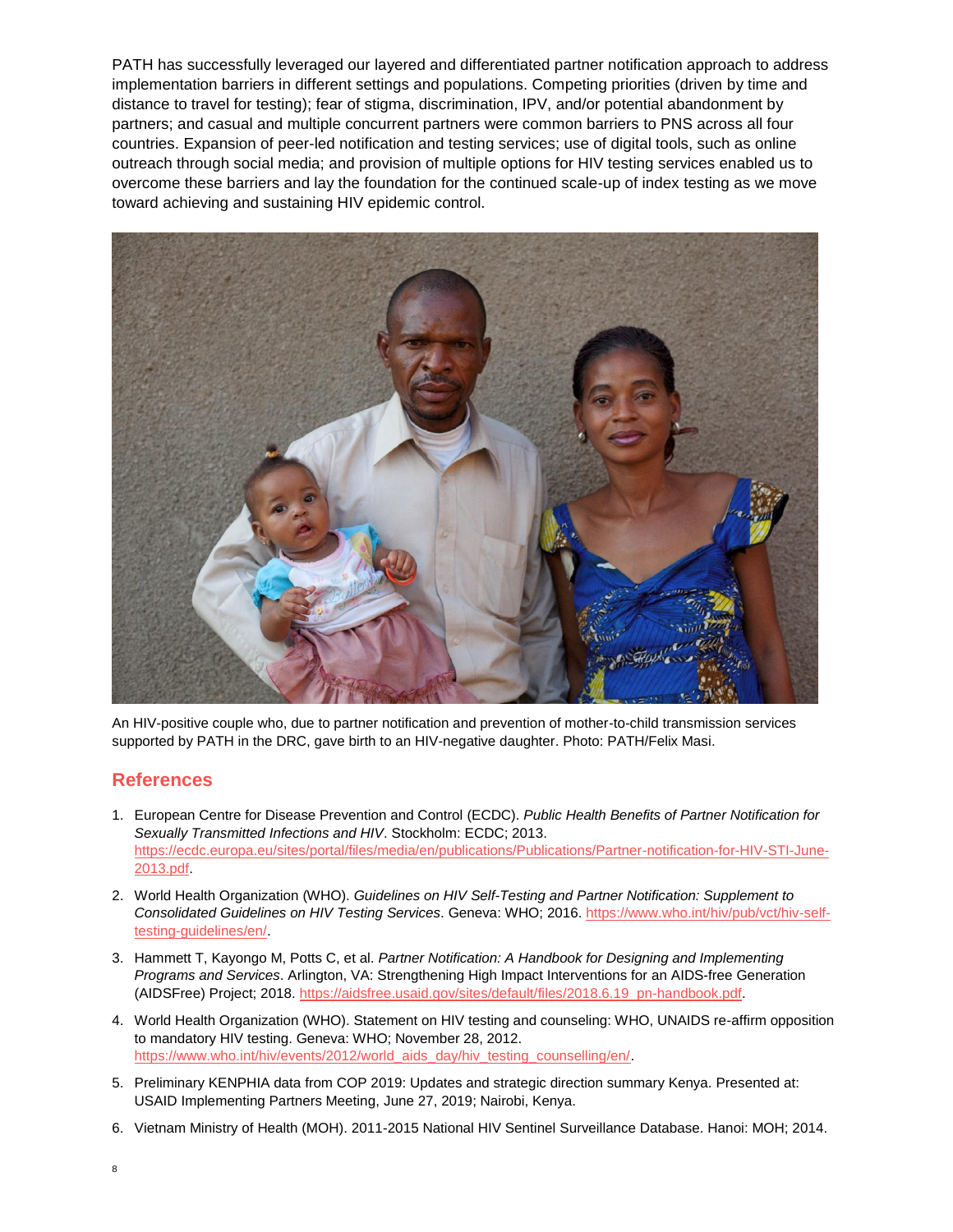PATH has successfully leveraged our layered and differentiated partner notification approach to address implementation barriers in different settings and populations. Competing priorities (driven by time and distance to travel for testing); fear of stigma, discrimination, IPV, and/or potential abandonment by partners; and casual and multiple concurrent partners were common barriers to PNS across all four countries. Expansion of peer-led notification and testing services; use of digital tools, such as online outreach through social media; and provision of multiple options for HIV testing services enabled us to overcome these barriers and lay the foundation for the continued scale-up of index testing as we move toward achieving and sustaining HIV epidemic control.

An HIV-positive couple who, due to partner notification and prevention of mother-to-child transmission services supported by PATH in the DRC, gave birth to an HIV-negative daughter. Photo: PATH/Felix Masi.

## References

1. European Centre for Disease Prevention and Control (ECDC). *Public Health Benefits of Partner Notification for Sexually Transmitted Infections and HIV*. Stockholm: ECDC; 2013. https://ecdc.europa.eu/sites/portal/files/media/en/publications/Publications/Partner-notification-for-HIV-STI-June-2013.pdf.

2. World Health Organization (WHO). *Guidelines on HIV Self-Testing and Partner Notification: Supplement to Consolidated Guidelines on HIV Testing Services*. Geneva: WHO; 2016. https://www.who.int/hiv/pub/vct/hiv-self-testing-guidelines/en/.

3. Hammett T, Kayongo M, Potts C, et al. *Partner Notification: A Handbook for Designing and Implementing Programs and Services*. Arlington, VA: Strengthening High Impact Interventions for an AIDS-free Generation (AIDSFree) Project; 2018. https://aidsfree.usaid.gov/sites/default/files/2018.6.19_pn-handbook.pdf.

4. World Health Organization (WHO). Statement on HIV testing and counseling: WHO, UNAIDS re-affirm opposition to mandatory HIV testing. Geneva: WHO; November 28, 2012. https://www.who.int/hiv/events/2012/world_aids_day/hiv_testing_counselling/en/.

5. Preliminary KENPHIA data from COP 2019: Updates and strategic direction summary Kenya. Presented at: USAID Implementing Partners Meeting, June 27, 2019; Nairobi, Kenya.

6. Vietnam Ministry of Health (MOH). 2011-2015 National HIV Sentinel Surveillance Database. Hanoi: MOH; 2014.